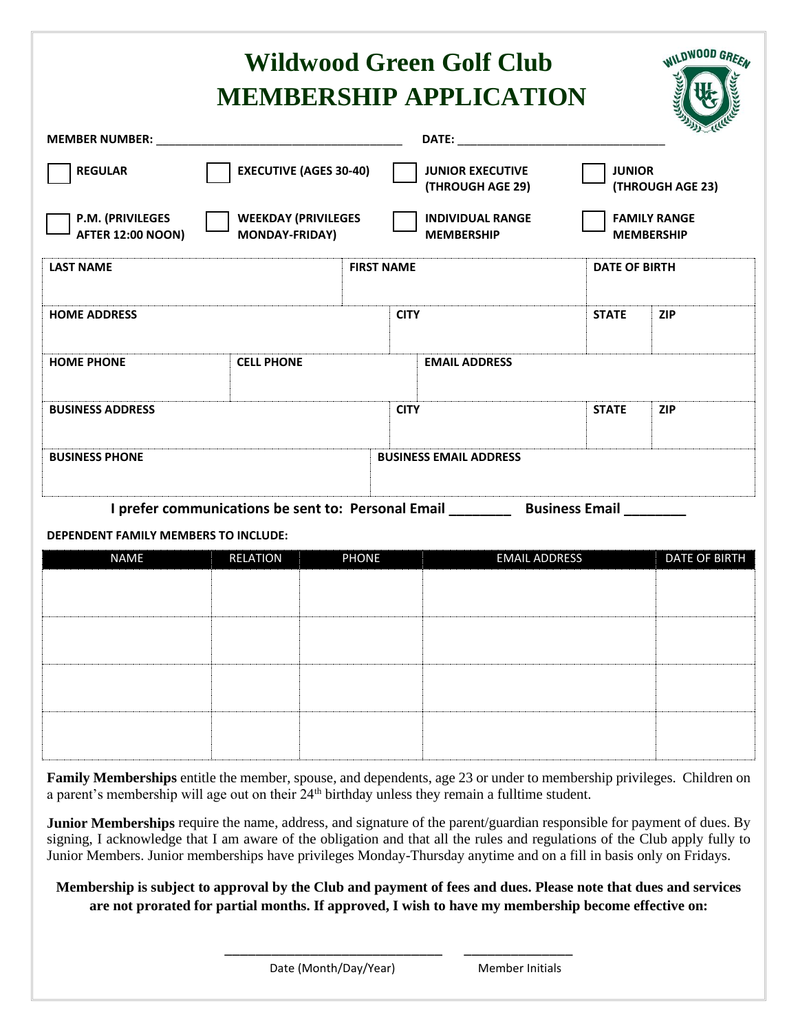# Wildwood Green Golf Club
# MEMBERSHIP APPLICATION

**MEMBER NUMBER:** ______________________________________ **DATE:** ________________________________

| | | | |
|---|---|---|---|
| ☐ **REGULAR** | ☐ **EXECUTIVE (AGES 30-40)** | ☐ **JUNIOR EXECUTIVE (THROUGH AGE 29)** | ☐ **JUNIOR (THROUGH AGE 23)** |
| ☐ **P.M. (PRIVILEGES AFTER 12:00 NOON)** | ☐ **WEEKDAY (PRIVILEGES MONDAY-FRIDAY)** | ☐ **INDIVIDUAL RANGE MEMBERSHIP** | ☐ **FAMILY RANGE MEMBERSHIP** |

| LAST NAME | FIRST NAME | DATE OF BIRTH | |
|---|---|---|---|
| | | | |
| **HOME ADDRESS** | **CITY** | **STATE** | **ZIP** |
| | | | |
| **HOME PHONE** | **CELL PHONE** | **EMAIL ADDRESS** | |
| | | | |
| **BUSINESS ADDRESS** | **CITY** | **STATE** | **ZIP** |
| | | | |
| **BUSINESS PHONE** | **BUSINESS EMAIL ADDRESS** | | |
| | | | |

**I prefer communications be sent to: Personal Email ________ Business Email ________**

**DEPENDENT FAMILY MEMBERS TO INCLUDE:**

| NAME | RELATION | PHONE | EMAIL ADDRESS | DATE OF BIRTH |
|---|---|---|---|---|
| | | | | |
| | | | | |
| | | | | |
| | | | | |

**Family Memberships** entitle the member, spouse, and dependents, age 23 or under to membership privileges. Children on a parent's membership will age out on their 24th birthday unless they remain a fulltime student.

**Junior Memberships** require the name, address, and signature of the parent/guardian responsible for payment of dues. By signing, I acknowledge that I am aware of the obligation and that all the rules and regulations of the Club apply fully to Junior Members. Junior memberships have privileges Monday-Thursday anytime and on a fill in basis only on Fridays.

**Membership is subject to approval by the Club and payment of fees and dues. Please note that dues and services are not prorated for partial months. If approved, I wish to have my membership become effective on:**

________________________________ ________________

Date (Month/Day/Year) Member Initials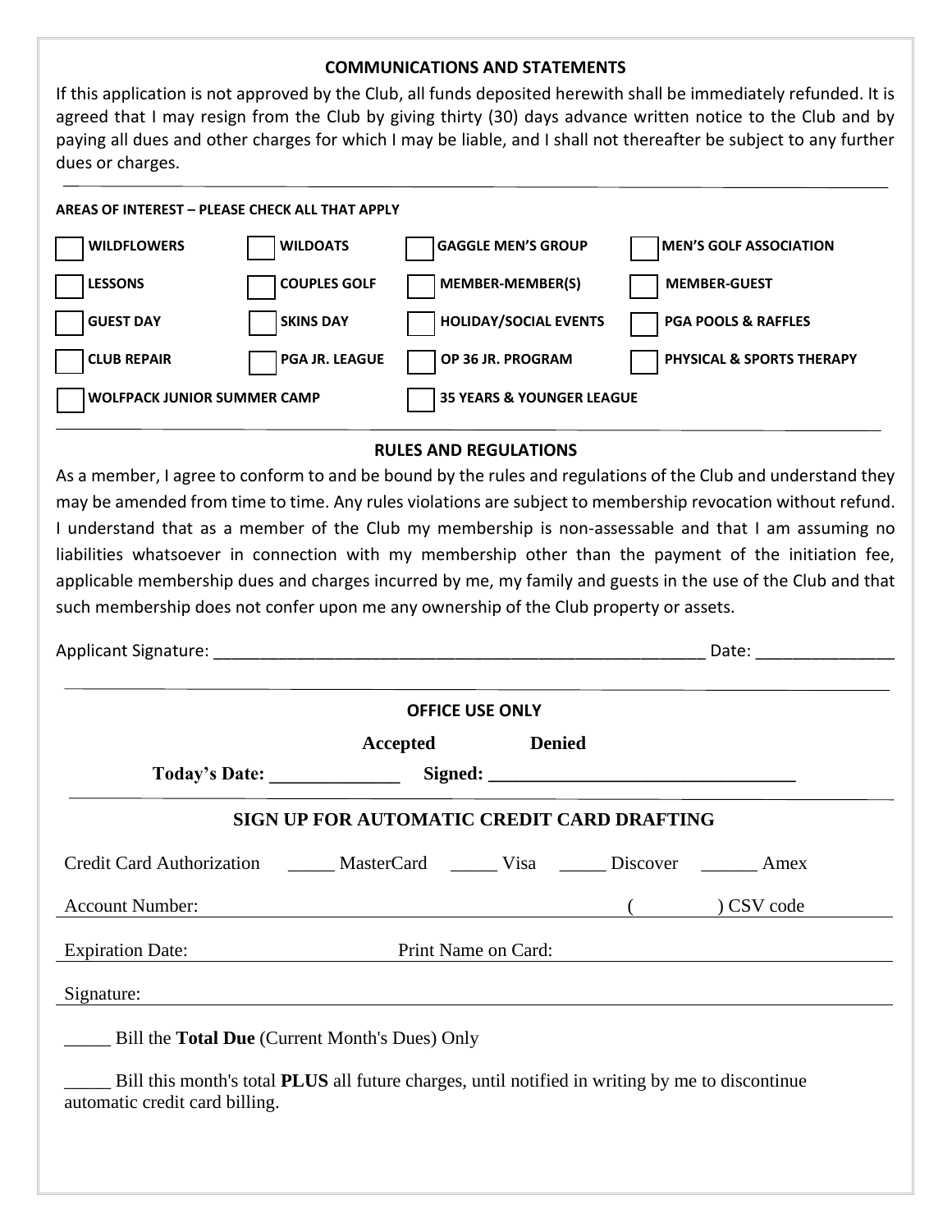## COMMUNICATIONS AND STATEMENTS

If this application is not approved by the Club, all funds deposited herewith shall be immediately refunded. It is agreed that I may resign from the Club by giving thirty (30) days advance written notice to the Club and by paying all dues and other charges for which I may be liable, and I shall not thereafter be subject to any further dues or charges.

---

**AREAS OF INTEREST – PLEASE CHECK ALL THAT APPLY**

| | | | |
|---|---|---|---|
| ☐ **WILDFLOWERS** | ☐ **WILDOATS** | ☐ **GAGGLE MEN'S GROUP** | ☐ **MEN'S GOLF ASSOCIATION** |
| ☐ **LESSONS** | ☐ **COUPLES GOLF** | ☐ **MEMBER-MEMBER(S)** | ☐ **MEMBER-GUEST** |
| ☐ **GUEST DAY** | ☐ **SKINS DAY** | ☐ **HOLIDAY/SOCIAL EVENTS** | ☐ **PGA POOLS & RAFFLES** |
| ☐ **CLUB REPAIR** | ☐ **PGA JR. LEAGUE** | ☐ **OP 36 JR. PROGRAM** | ☐ **PHYSICAL & SPORTS THERAPY** |
| ☐ **WOLFPACK JUNIOR SUMMER CAMP** | | ☐ **35 YEARS & YOUNGER LEAGUE** | |

---

## RULES AND REGULATIONS

As a member, I agree to conform to and be bound by the rules and regulations of the Club and understand they may be amended from time to time. Any rules violations are subject to membership revocation without refund. I understand that as a member of the Club my membership is non-assessable and that I am assuming no liabilities whatsoever in connection with my membership other than the payment of the initiation fee, applicable membership dues and charges incurred by me, my family and guests in the use of the Club and that such membership does not confer upon me any ownership of the Club property or assets.

Applicant Signature: _______________________________________________________ Date: ______________

---

**OFFICE USE ONLY**

**Accepted** **Denied**

**Today's Date:** _____________ **Signed:** _________________________________

---

## SIGN UP FOR AUTOMATIC CREDIT CARD DRAFTING

Credit Card Authorization _____ MasterCard _____ Visa _____ Discover ______ Amex

Account Number: ________________________________________ (          ) CSV code

Expiration Date: ____________________ Print Name on Card: ____________________________

Signature: ______________________________________________________________

_____ Bill the **Total Due** (Current Month's Dues) Only

_____ Bill this month's total **PLUS** all future charges, until notified in writing by me to discontinue automatic credit card billing.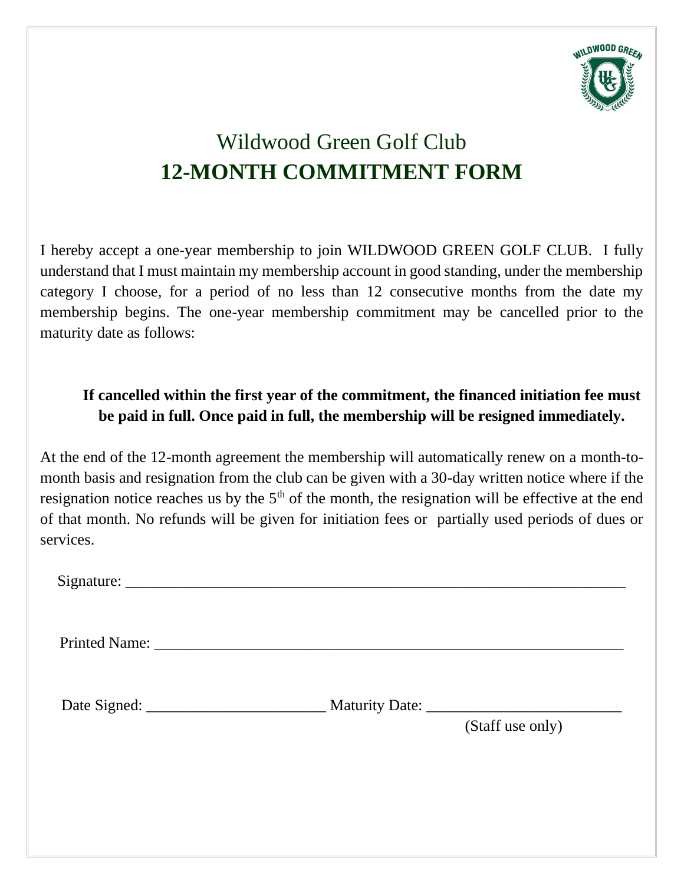Wildwood Green Golf Club

# 12-MONTH COMMITMENT FORM

I hereby accept a one-year membership to join WILDWOOD GREEN GOLF CLUB. I fully understand that I must maintain my membership account in good standing, under the membership category I choose, for a period of no less than 12 consecutive months from the date my membership begins. The one-year membership commitment may be cancelled prior to the maturity date as follows:

**If cancelled within the first year of the commitment, the financed initiation fee must be paid in full. Once paid in full, the membership will be resigned immediately.**

At the end of the 12-month agreement the membership will automatically renew on a month-to-month basis and resignation from the club can be given with a 30-day written notice where if the resignation notice reaches us by the 5th of the month, the resignation will be effective at the end of that month. No refunds will be given for initiation fees or partially used periods of dues or services.

Signature: ____________________________________________________________________

Printed Name: ______________________________________________________________

Date Signed: ________________________ Maturity Date: _________________________
(Staff use only)